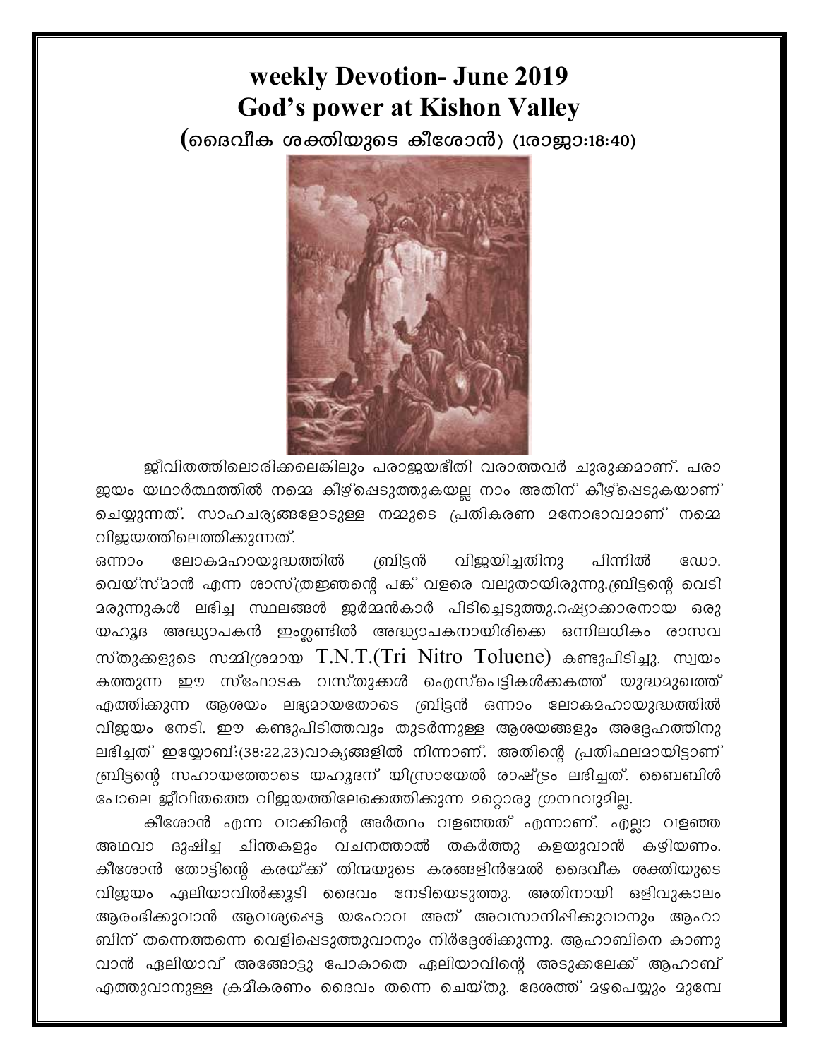# weekly Devotion- June 2019
# God's power at Kishon Valley

### (ദൈവീക ശക്തിയുടെ കീശോൻ) (1രാജാ:18:40)

ജീവിതത്തിലൊരിക്കലെങ്കിലും പരാജയഭീതി വരാത്തവർ ചുരുക്കമാണ്. പരാജയം യഥാർത്ഥത്തിൽ നമ്മെ കീഴ്പ്പെടുത്തുകയല്ല നാം അതിന് കീഴ്പ്പെടുകയാണ് ചെയ്യുന്നത്. സാഹചര്യങ്ങളോടുള്ള നമ്മുടെ പ്രതികരണ മനോഭാവമാണ് നമ്മെ വിജയത്തിലെത്തിക്കുന്നത്.

ഒന്നാം ലോകമഹായുദ്ധത്തിൽ ബ്രിട്ടൻ വിജയിച്ചതിനു പിന്നിൽ ഡോ. വെയ്സ്മാൻ എന്ന ശാസ്ത്രജ്ഞന്റെ പങ്ക് വളരെ വലുതായിരുന്നു.ബ്രിട്ടന്റെ വെടി മരുന്നുകൾ ലഭിച്ച സ്ഥലങ്ങൾ ജർമ്മൻകാർ പിടിച്ചെടുത്തു.റഷ്യാക്കാരനായ ഒരു യഹൂദ അദ്ധ്യാപകൻ ഇംഗ്ലണ്ടിൽ അദ്ധ്യാപകനായിരിക്കെ ഒന്നിലധികം രാസവ സ്തുക്കളുടെ സമ്മിശ്രമായ T.N.T.(Tri Nitro Toluene) കണ്ടുപിടിച്ചു. സ്വയം കത്തുന്ന ഈ സ്ഫോടക വസ്തുക്കൾ ഐസ്പെട്ടികൾക്കകത്ത് യുദ്ധമുഖത്ത് എത്തിക്കുന്ന ആശയം ലഭ്യമായതോടെ ബ്രിട്ടൻ ഒന്നാം ലോകമഹായുദ്ധത്തിൽ വിജയം നേടി. ഈ കണ്ടുപിടിത്തവും തുടർന്നുള്ള ആശയങ്ങളും അദ്ദേഹത്തിനു ലഭിച്ചത് ഇയ്യോബ്:(38:22,23)വാക്യങ്ങളിൽ നിന്നാണ്. അതിന്റെ പ്രതിഫലമായിട്ടാണ് ബ്രിട്ടന്റെ സഹായത്തോടെ യഹൂദന് യിസ്രായേൽ രാഷ്ട്രം ലഭിച്ചത്. ബൈബിൾ പോലെ ജീവിതത്തെ വിജയത്തിലേക്കെത്തിക്കുന്ന മറ്റൊരു ഗ്രന്ഥവുമില്ല.

കീശോൻ എന്ന വാക്കിന്റെ അർത്ഥം വളഞ്ഞത് എന്നാണ്. എല്ലാ വളഞ്ഞ അഥവാ ദുഷിച്ച ചിന്തകളും വചനത്താൽ തകർത്തു കളയുവാൻ കഴിയണം. കീശോൻ തോട്ടിന്റെ കരയ്ക്ക് തിന്മയുടെ കരങ്ങളിൻമേൽ ദൈവീക ശക്തിയുടെ വിജയം ഏലിയാവിൽക്കൂടി ദൈവം നേടിയെടുത്തു. അതിനായി ഒളിവുകാലം ആരംഭിക്കുവാൻ ആവശ്യപ്പെട്ട യഹോവ അത് അവസാനിപ്പിക്കുവാനും ആഹാബിന് തന്നെത്തന്നെ വെളിപ്പെടുത്തുവാനും നിർദ്ദേശിക്കുന്നു. ആഹാബിനെ കാണുവാൻ ഏലിയാവ് അങ്ങോട്ടു പോകാതെ ഏലിയാവിന്റെ അടുക്കലേക്ക് ആഹാബ് എത്തുവാനുള്ള ക്രമീകരണം ദൈവം തന്നെ ചെയ്തു. ദേശത്ത് മഴപെയ്യും മുമ്പേ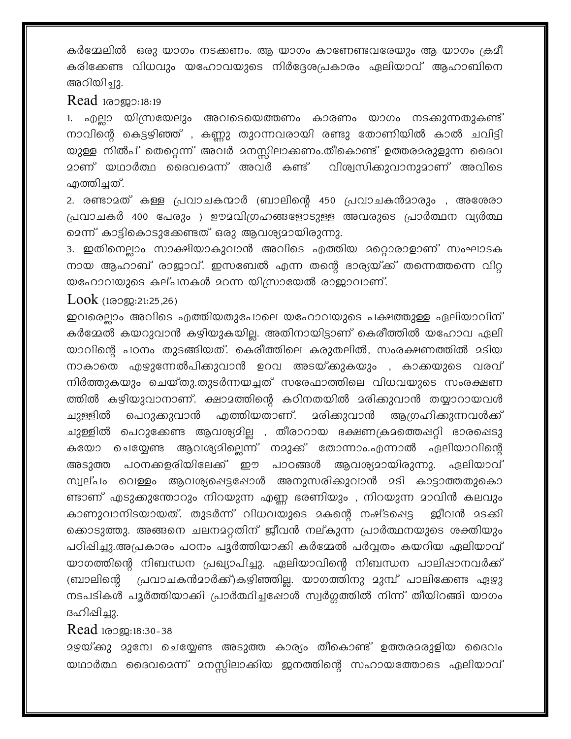കർമ്മേലിൽ ഒരു യാഗം നടക്കണം. ആ യാഗം കാണേണ്ടവരേയും ആ യാഗം ക്രമീകരിക്കേണ്ട വിധവും യഹോവയുടെ നിർദ്ദേശപ്രകാരം ഏലിയാവ് ആഹാബിനെ അറിയിച്ചു.

**Read** 1രാജാ:18:19

1. എല്ലാ യിസ്രയേലും അവടെയെത്തണം കാരണം യാഗം നടക്കുന്നതുകണ്ട് നാവിന്റെ കെട്ടഴിഞ്ഞ് , കണ്ണു തുറന്നവരായി രണ്ടു തോണിയിൽ കാൽ ചവിട്ടിയുള്ള നിൽപ് തെറ്റെന്ന് അവർ മനസ്സിലാക്കണം.തീകൊണ്ട് ഉത്തരമരുളുന്ന ദൈവമാണ് യഥാർത്ഥ ദൈവമെന്ന് അവർ കണ്ട് വിശ്വസിക്കുവാനുമാണ് അവിടെ എത്തിച്ചത്.

2. രണ്ടാമത് കള്ള പ്രവാചകന്മാർ (ബാലിന്റെ 450 പ്രവാചകൻമാരും , അശേരാ പ്രവാചകർ 400 പേരും ) ഊമവിഗ്രഹങ്ങളോടുള്ള അവരുടെ പ്രാർത്ഥന വ്യർത്ഥമെന്ന് കാട്ടികൊടുക്കേണ്ടത് ഒരു ആവശ്യമായിരുന്നു.

3. ഇതിനെല്ലാം സാക്ഷിയാകുവാൻ അവിടെ എത്തിയ മറ്റൊരാളാണ് സംഘാടകനായ ആഹാബ് രാജാവ്. ഇസബേൽ എന്ന തന്റെ ഭാര്യയ്ക്ക് തന്നെത്തന്നെ വിറ്റ യഹോവയുടെ കല്പനകൾ മറന്ന യിസ്രായേൽ രാജാവാണ്.

**Look** (1രാജ:21:25,26)

ഇവരെല്ലാം അവിടെ എത്തിയതുപോലെ യഹോവയുടെ പക്ഷത്തുള്ള ഏലിയാവിന് കർമ്മേൽ കയറുവാൻ കഴിയുകയില്ല. അതിനായിട്ടാണ് കെരീത്തിൽ യഹോവ ഏലിയാവിന്റെ പഠനം തുടങ്ങിയത്. കെരീത്തിലെ കരുതലിൽ, സംരക്ഷണത്തിൽ മടിയനാകാതെ എഴുന്നേൽപിക്കുവാൻ ഉറവ അടയ്ക്കുകയും , കാക്കയുടെ വരവ് നിർത്തുകയും ചെയ്തു.തുടർന്നയച്ചത് സരേഫാത്തിലെ വിധവയുടെ സംരക്ഷണത്തിൽ കഴിയുവാനാണ്. ക്ഷാമത്തിന്റെ കഠിനതയിൽ മരിക്കുവാൻ തയ്യാറായവൾ ചുള്ളിൽ പെറുക്കുവാൻ എത്തിയതാണ്. മരിക്കുവാൻ ആഗ്രഹിക്കുന്നവൾക്ക് ചുള്ളിൽ പെറുക്കേണ്ട ആവശ്യമില്ല , തീരാറായ ഭക്ഷണക്രമത്തെപ്പറ്റി ഭാരപ്പെടുകയോ ചെയ്യേണ്ട ആവശ്യമില്ലെന്ന് നമുക്ക് തോന്നാം.എന്നാൽ ഏലിയാവിന്റെ അടുത്ത പഠനക്കളരിയിലേക്ക് ഈ പാഠങ്ങൾ ആവശ്യമായിരുന്നു. ഏലിയാവ് സ്വല്പം വെള്ളം ആവശ്യപ്പെട്ടപ്പോൾ അനുസരിക്കുവാൻ മടി കാട്ടാത്തതുകൊണ്ടാണ് എടുക്കുന്തോറും നിറയുന്ന എണ്ണ ഭരണിയും , നിറയുന്ന മാവിൻ കലവും കാണുവാനിടയായത്. തുടർന്ന് വിധവയുടെ മകന്റെ നഷ്ടപ്പെട്ട ജീവൻ മടക്കിക്കൊടുത്തു. അങ്ങനെ ചലനമറ്റതിന് ജീവൻ നല്കുന്ന പ്രാർത്ഥനയുടെ ശക്തിയും പഠിപ്പിച്ചു.അപ്രകാരം പഠനം പൂർത്തിയാക്കി കർമ്മേൽ പർവ്വതം കയറിയ ഏലിയാവ് യാഗത്തിന്റെ നിബന്ധന പ്രഖ്യാപിച്ചു. ഏലിയാവിന്റെ നിബന്ധന പാലിപ്പാനവർക്ക് (ബാലിന്റെ പ്രവാചകൻമാർക്ക്)കഴിഞ്ഞില്ല. യാഗത്തിനു മുമ്പ് പാലിക്കേണ്ട ഏഴു നടപടികൾ പൂർത്തിയാക്കി പ്രാർത്ഥിച്ചപ്പോൾ സ്വർഗ്ഗത്തിൽ നിന്ന് തീയിറങ്ങി യാഗം ദഹിപ്പിച്ചു.

**Read** 1രാജ:18:30-38

മഴയ്ക്കു മുമ്പേ ചെയ്യേണ്ട അടുത്ത കാര്യം തീകൊണ്ട് ഉത്തരമരുളിയ ദൈവം യഥാർത്ഥ ദൈവമെന്ന് മനസ്സിലാക്കിയ ജനത്തിന്റെ സഹായത്തോടെ ഏലിയാവ്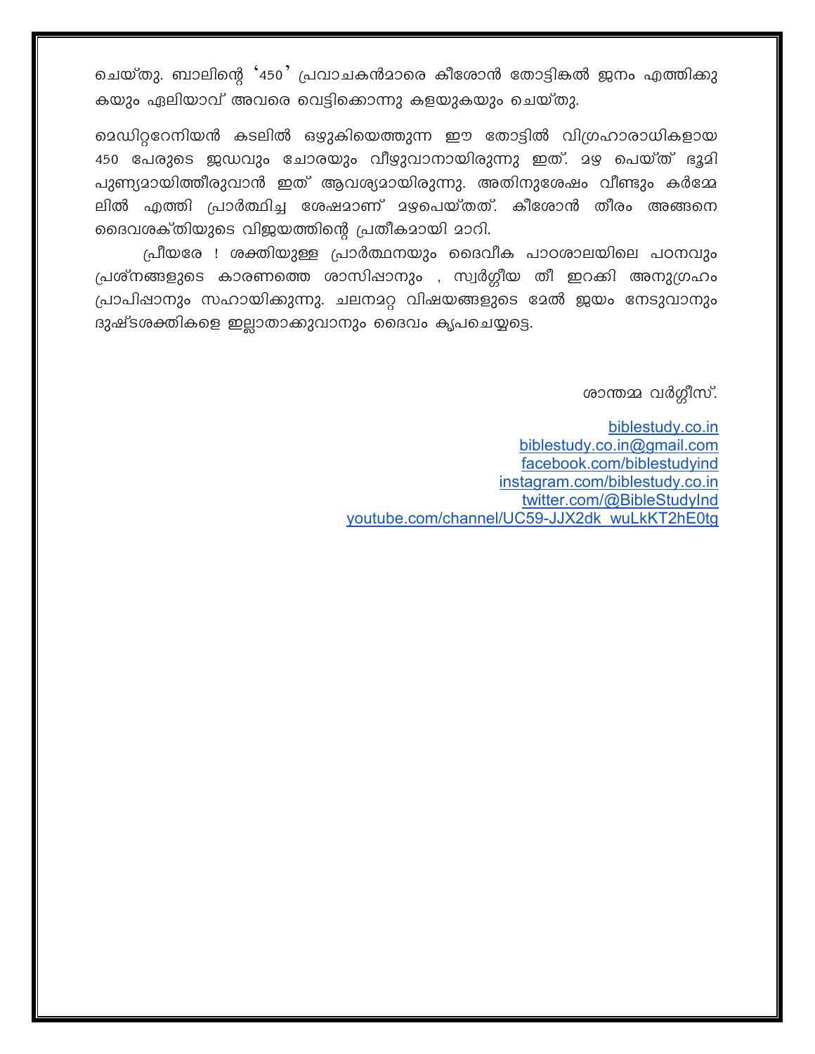ചെയ്തു. ബാലിന്റെ '450' പ്രവാചകൻമാരെ കീശോൻ തോട്ടിങ്കൽ ജനം എത്തിക്കുകയും ഏലിയാവ് അവരെ വെട്ടിക്കൊന്നു കളയുകയും ചെയ്തു.

മെഡിറ്ററേനിയൻ കടലിൽ ഒഴുകിയെത്തുന്ന ഈ തോട്ടിൽ വിഗ്രഹാരാധികളായ 450 പേരുടെ ജഡവും ചോരയും വീഴുവാനായിരുന്നു ഇത്. മഴ പെയ്ത് ഭൂമി പുണ്യമായിത്തീരുവാൻ ഇത് ആവശ്യമായിരുന്നു. അതിനുശേഷം വീണ്ടും കർമ്മേലിൽ എത്തി പ്രാർത്ഥിച്ച ശേഷമാണ് മഴപെയ്തത്. കീശോൻ തീരം അങ്ങനെ ദൈവശക്തിയുടെ വിജയത്തിന്റെ പ്രതീകമായി മാറി.

പ്രീയരേ ! ശക്തിയുള്ള പ്രാർത്ഥനയും ദൈവീക പാഠശാലയിലെ പഠനവും പ്രശ്നങ്ങളുടെ കാരണത്തെ ശാസിപ്പാനും , സ്വർഗ്ഗീയ തീ ഇറക്കി അനുഗ്രഹം പ്രാപിപ്പാനും സഹായിക്കുന്നു. ചലനമറ്റ വിഷയങ്ങളുടെ മേൽ ജയം നേടുവാനും ദുഷ്ടശക്തികളെ ഇല്ലാതാക്കുവാനും ദൈവം കൃപചെയ്യട്ടെ.

ശാന്തമ്മ വർഗ്ഗീസ്.

biblestudy.co.in
biblestudy.co.in@gmail.com
facebook.com/biblestudyind
instagram.com/biblestudy.co.in
twitter.com/@BibleStudyInd
youtube.com/channel/UC59-JJX2dk_wuLkKT2hE0tg